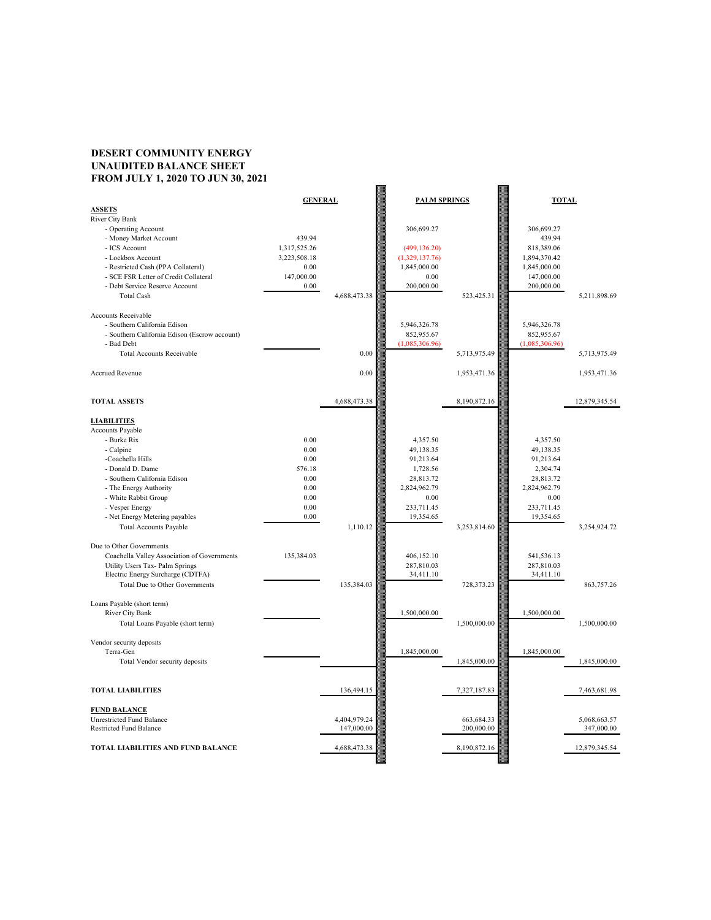**DESERT COMMUNITY ENERGY**
**UNAUDITED BALANCE SHEET**
**FROM JULY 1, 2020 TO JUN 30, 2021**

| | GENERAL | | PALM SPRINGS | | TOTAL | |
|---|---|---|---|---|---|---|
| **ASSETS** | | | | | | |
| River City Bank | | | | | | |
| - Operating Account | | | 306,699.27 | | 306,699.27 | |
| - Money Market Account | 439.94 | | | | 439.94 | |
| - ICS Account | 1,317,525.26 | | (499,136.20) | | 818,389.06 | |
| - Lockbox Account | 3,223,508.18 | | (1,329,137.76) | | 1,894,370.42 | |
| - Restricted Cash (PPA Collateral) | 0.00 | | 1,845,000.00 | | 1,845,000.00 | |
| - SCE FSR Letter of Credit Collateral | 147,000.00 | | 0.00 | | 147,000.00 | |
| - Debt Service Reserve Account | 0.00 | | 200,000.00 | | 200,000.00 | |
| Total Cash | | 4,688,473.38 | | 523,425.31 | | 5,211,898.69 |
| Accounts Receivable | | | | | | |
| - Southern California Edison | | | 5,946,326.78 | | 5,946,326.78 | |
| - Southern California Edison (Escrow account) | | | 852,955.67 | | 852,955.67 | |
| - Bad Debt | | | (1,085,306.96) | | (1,085,306.96) | |
| Total Accounts Receivable | | 0.00 | | 5,713,975.49 | | 5,713,975.49 |
| Accrued Revenue | | 0.00 | | 1,953,471.36 | | 1,953,471.36 |
| **TOTAL ASSETS** | | 4,688,473.38 | | 8,190,872.16 | | 12,879,345.54 |
| **LIABILITIES** | | | | | | |
| Accounts Payable | | | | | | |
| - Burke Rix | 0.00 | | 4,357.50 | | 4,357.50 | |
| - Calpine | 0.00 | | 49,138.35 | | 49,138.35 | |
| -Coachella Hills | 0.00 | | 91,213.64 | | 91,213.64 | |
| - Donald D. Dame | 576.18 | | 1,728.56 | | 2,304.74 | |
| - Southern California Edison | 0.00 | | 28,813.72 | | 28,813.72 | |
| - The Energy Authority | 0.00 | | 2,824,962.79 | | 2,824,962.79 | |
| - White Rabbit Group | 0.00 | | 0.00 | | 0.00 | |
| - Vesper Energy | 0.00 | | 233,711.45 | | 233,711.45 | |
| - Net Energy Metering payables | 0.00 | | 19,354.65 | | 19,354.65 | |
| Total Accounts Payable | | 1,110.12 | | 3,253,814.60 | | 3,254,924.72 |
| Due to Other Governments | | | | | | |
| Coachella Valley Association of Governments | 135,384.03 | | 406,152.10 | | 541,536.13 | |
| Utility Users Tax- Palm Springs | | | 287,810.03 | | 287,810.03 | |
| Electric Energy Surcharge (CDTFA) | | | 34,411.10 | | 34,411.10 | |
| Total Due to Other Governments | | 135,384.03 | | 728,373.23 | | 863,757.26 |
| Loans Payable (short term) | | | | | | |
| River City Bank | | | 1,500,000.00 | | 1,500,000.00 | |
| Total Loans Payable (short term) | | | | 1,500,000.00 | | 1,500,000.00 |
| Vendor security deposits | | | | | | |
| Terra-Gen | | | 1,845,000.00 | | 1,845,000.00 | |
| Total Vendor security deposits | | | | 1,845,000.00 | | 1,845,000.00 |
| **TOTAL LIABILITIES** | | 136,494.15 | | 7,327,187.83 | | 7,463,681.98 |
| **FUND BALANCE** | | | | | | |
| Unrestricted Fund Balance | | 4,404,979.24 | | 663,684.33 | | 5,068,663.57 |
| Restricted Fund Balance | | 147,000.00 | | 200,000.00 | | 347,000.00 |
| **TOTAL LIABILITIES AND FUND BALANCE** | | 4,688,473.38 | | 8,190,872.16 | | 12,879,345.54 |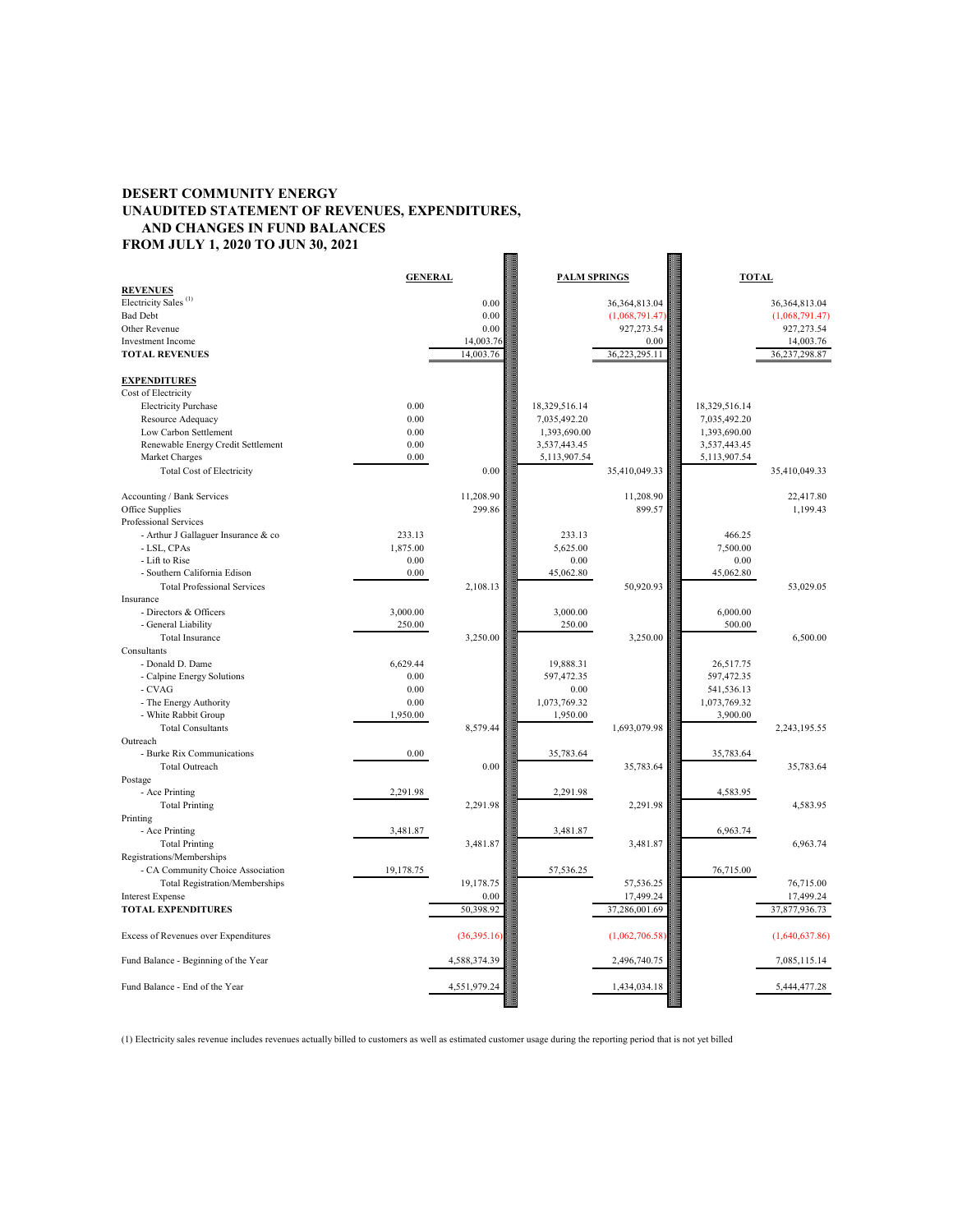**DESERT COMMUNITY ENERGY**
**UNAUDITED STATEMENT OF REVENUES, EXPENDITURES, AND CHANGES IN FUND BALANCES**
**FROM JULY 1, 2020 TO JUN 30, 2021**

| | GENERAL | | PALM SPRINGS | | TOTAL | |
|---|---|---|---|---|---|---|
| **REVENUES** | | | | | | |
| Electricity Sales (1) | | 0.00 | | 36,364,813.04 | | 36,364,813.04 |
| Bad Debt | | 0.00 | | (1,068,791.47) | | (1,068,791.47) |
| Other Revenue | | 0.00 | | 927,273.54 | | 927,273.54 |
| Investment Income | | 14,003.76 | | 0.00 | | 14,003.76 |
| **TOTAL REVENUES** | | 14,003.76 | | 36,223,295.11 | | 36,237,298.87 |
| **EXPENDITURES** | | | | | | |
| Cost of Electricity | | | | | | |
| Electricity Purchase | 0.00 | | 18,329,516.14 | | 18,329,516.14 | |
| Resource Adequacy | 0.00 | | 7,035,492.20 | | 7,035,492.20 | |
| Low Carbon Settlement | 0.00 | | 1,393,690.00 | | 1,393,690.00 | |
| Renewable Energy Credit Settlement | 0.00 | | 3,537,443.45 | | 3,537,443.45 | |
| Market Charges | 0.00 | | 5,113,907.54 | | 5,113,907.54 | |
| Total Cost of Electricity | | 0.00 | | 35,410,049.33 | | 35,410,049.33 |
| Accounting / Bank Services | | 11,208.90 | | 11,208.90 | | 22,417.80 |
| Office Supplies | | 299.86 | | 899.57 | | 1,199.43 |
| Professional Services | | | | | | |
| - Arthur J Gallaguer Insurance & co | 233.13 | | 233.13 | | 466.25 | |
| - LSL, CPAs | 1,875.00 | | 5,625.00 | | 7,500.00 | |
| - Lift to Rise | 0.00 | | 0.00 | | 0.00 | |
| - Southern California Edison | 0.00 | | 45,062.80 | | 45,062.80 | |
| Total Professional Services | | 2,108.13 | | 50,920.93 | | 53,029.05 |
| Insurance | | | | | | |
| - Directors & Officers | 3,000.00 | | 3,000.00 | | 6,000.00 | |
| - General Liability | 250.00 | | 250.00 | | 500.00 | |
| Total Insurance | | 3,250.00 | | 3,250.00 | | 6,500.00 |
| Consultants | | | | | | |
| - Donald D. Dame | 6,629.44 | | 19,888.31 | | 26,517.75 | |
| - Calpine Energy Solutions | 0.00 | | 597,472.35 | | 597,472.35 | |
| - CVAG | 0.00 | | 0.00 | | 541,536.13 | |
| - The Energy Authority | 0.00 | | 1,073,769.32 | | 1,073,769.32 | |
| - White Rabbit Group | 1,950.00 | | 1,950.00 | | 3,900.00 | |
| Total Consultants | | 8,579.44 | | 1,693,079.98 | | 2,243,195.55 |
| Outreach | | | | | | |
| - Burke Rix Communications | 0.00 | | 35,783.64 | | 35,783.64 | |
| Total Outreach | | 0.00 | | 35,783.64 | | 35,783.64 |
| Postage | | | | | | |
| - Ace Printing | 2,291.98 | | 2,291.98 | | 4,583.95 | |
| Total Printing | | 2,291.98 | | 2,291.98 | | 4,583.95 |
| Printing | | | | | | |
| - Ace Printing | 3,481.87 | | 3,481.87 | | 6,963.74 | |
| Total Printing | | 3,481.87 | | 3,481.87 | | 6,963.74 |
| Registrations/Memberships | | | | | | |
| - CA Community Choice Association | 19,178.75 | | 57,536.25 | | 76,715.00 | |
| Total Registration/Memberships | | 19,178.75 | | 57,536.25 | | 76,715.00 |
| Interest Expense | | 0.00 | | 17,499.24 | | 17,499.24 |
| **TOTAL EXPENDITURES** | | 50,398.92 | | 37,286,001.69 | | 37,877,936.73 |
| Excess of Revenues over Expenditures | | (36,395.16) | | (1,062,706.58) | | (1,640,637.86) |
| Fund Balance - Beginning of the Year | | 4,588,374.39 | | 2,496,740.75 | | 7,085,115.14 |
| Fund Balance - End of the Year | | 4,551,979.24 | | 1,434,034.18 | | 5,444,477.28 |

(1) Electricity sales revenue includes revenues actually billed to customers as well as estimated customer usage during the reporting period that is not yet billed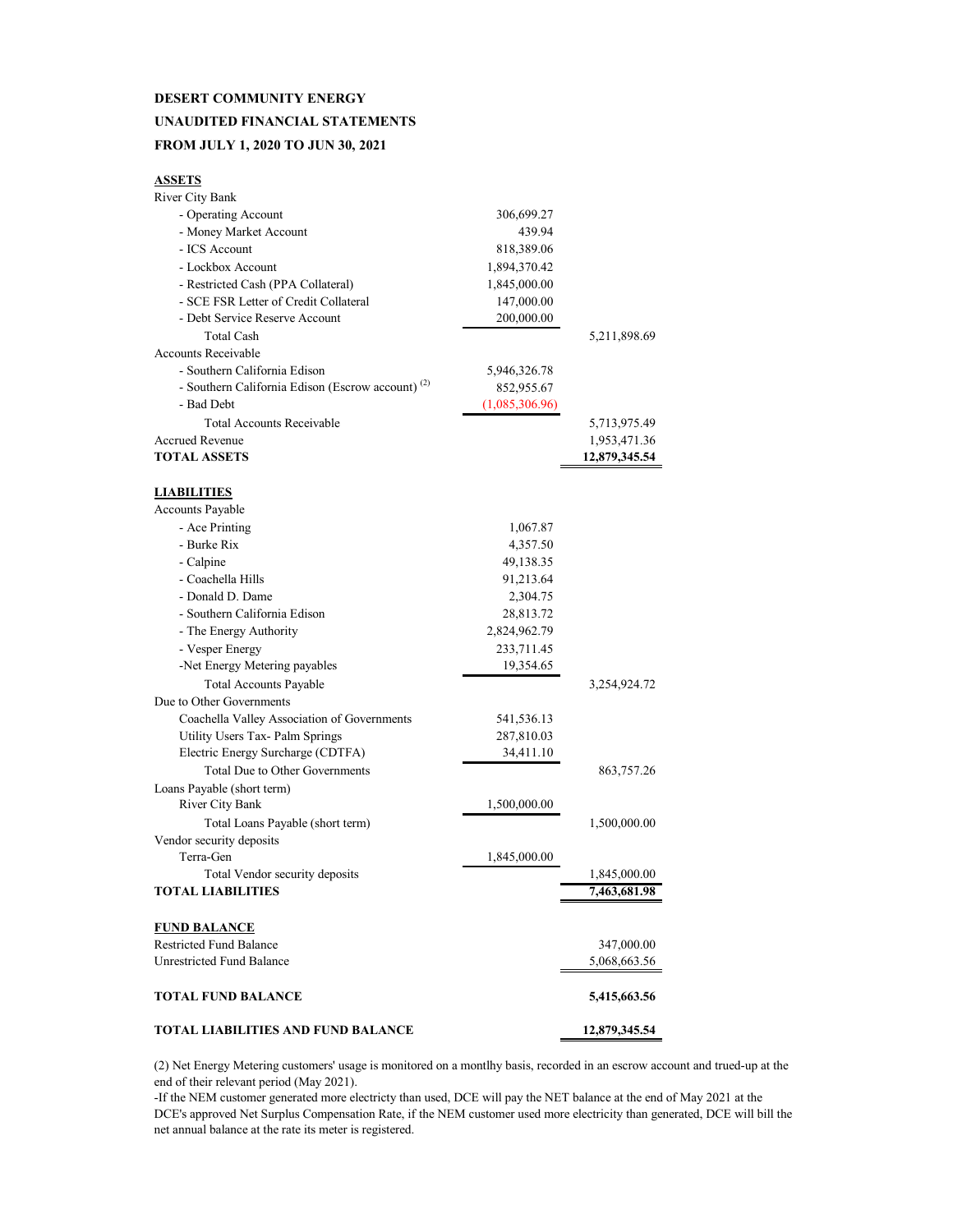**DESERT COMMUNITY ENERGY**

**UNAUDITED FINANCIAL STATEMENTS**

**FROM JULY 1, 2020 TO JUN 30, 2021**

| | | |
|---|---|---|
| **ASSETS** | | |
| River City Bank | | |
| - Operating Account | 306,699.27 | |
| - Money Market Account | 439.94 | |
| - ICS Account | 818,389.06 | |
| - Lockbox Account | 1,894,370.42 | |
| - Restricted Cash (PPA Collateral) | 1,845,000.00 | |
| - SCE FSR Letter of Credit Collateral | 147,000.00 | |
| - Debt Service Reserve Account | 200,000.00 | |
| Total Cash | | 5,211,898.69 |
| Accounts Receivable | | |
| - Southern California Edison | 5,946,326.78 | |
| - Southern California Edison (Escrow account) [2] | 852,955.67 | |
| - Bad Debt | (1,085,306.96) | |
| Total Accounts Receivable | | 5,713,975.49 |
| Accrued Revenue | | 1,953,471.36 |
| **TOTAL ASSETS** | | **12,879,345.54** |
| | | |
| **LIABILITIES** | | |
| Accounts Payable | | |
| - Ace Printing | 1,067.87 | |
| - Burke Rix | 4,357.50 | |
| - Calpine | 49,138.35 | |
| - Coachella Hills | 91,213.64 | |
| - Donald D. Dame | 2,304.75 | |
| - Southern California Edison | 28,813.72 | |
| - The Energy Authority | 2,824,962.79 | |
| - Vesper Energy | 233,711.45 | |
| -Net Energy Metering payables | 19,354.65 | |
| Total Accounts Payable | | 3,254,924.72 |
| Due to Other Governments | | |
| Coachella Valley Association of Governments | 541,536.13 | |
| Utility Users Tax- Palm Springs | 287,810.03 | |
| Electric Energy Surcharge (CDTFA) | 34,411.10 | |
| Total Due to Other Governments | | 863,757.26 |
| Loans Payable (short term) | | |
| River City Bank | 1,500,000.00 | |
| Total Loans Payable (short term) | | 1,500,000.00 |
| Vendor security deposits | | |
| Terra-Gen | 1,845,000.00 | |
| Total Vendor security deposits | | 1,845,000.00 |
| **TOTAL LIABILITIES** | | **7,463,681.98** |
| | | |
| **FUND BALANCE** | | |
| Restricted Fund Balance | | 347,000.00 |
| Unrestricted Fund Balance | | 5,068,663.56 |
| | | |
| **TOTAL FUND BALANCE** | | **5,415,663.56** |
| | | |
| **TOTAL LIABILITIES AND FUND BALANCE** | | **12,879,345.54** |

(2) Net Energy Metering customers' usage is monitored on a montlhy basis, recorded in an escrow account and trued-up at the end of their relevant period (May 2021).

-If the NEM customer generated more electricty than used, DCE will pay the NET balance at the end of May 2021 at the DCE's approved Net Surplus Compensation Rate, if the NEM customer used more electricity than generated, DCE will bill the net annual balance at the rate its meter is registered.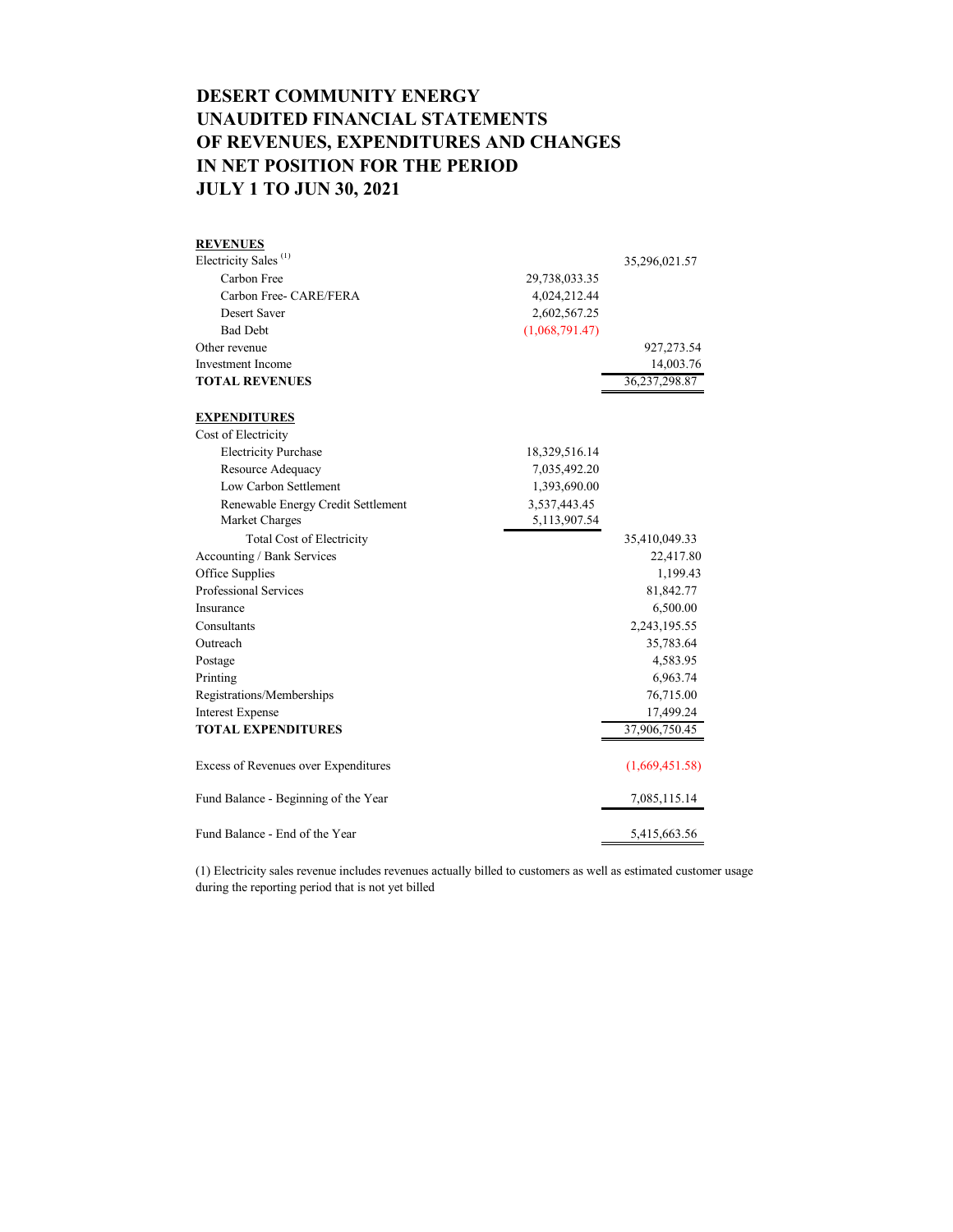# DESERT COMMUNITY ENERGY
# UNAUDITED FINANCIAL STATEMENTS
# OF REVENUES, EXPENDITURES AND CHANGES
# IN NET POSITION FOR THE PERIOD
# JULY 1 TO JUN 30, 2021

| | | |
|---|---|---|
| **REVENUES** | | |
| Electricity Sales [(1)] | | 35,296,021.57 |
| Carbon Free | 29,738,033.35 | |
| Carbon Free- CARE/FERA | 4,024,212.44 | |
| Desert Saver | 2,602,567.25 | |
| Bad Debt | (1,068,791.47) | |
| Other revenue | | 927,273.54 |
| Investment Income | | 14,003.76 |
| **TOTAL REVENUES** | | 36,237,298.87 |
| | | |
| **EXPENDITURES** | | |
| Cost of Electricity | | |
| Electricity Purchase | 18,329,516.14 | |
| Resource Adequacy | 7,035,492.20 | |
| Low Carbon Settlement | 1,393,690.00 | |
| Renewable Energy Credit Settlement | 3,537,443.45 | |
| Market Charges | 5,113,907.54 | |
| Total Cost of Electricity | | 35,410,049.33 |
| Accounting / Bank Services | | 22,417.80 |
| Office Supplies | | 1,199.43 |
| Professional Services | | 81,842.77 |
| Insurance | | 6,500.00 |
| Consultants | | 2,243,195.55 |
| Outreach | | 35,783.64 |
| Postage | | 4,583.95 |
| Printing | | 6,963.74 |
| Registrations/Memberships | | 76,715.00 |
| Interest Expense | | 17,499.24 |
| **TOTAL EXPENDITURES** | | 37,906,750.45 |
| | | |
| Excess of Revenues over Expenditures | | (1,669,451.58) |
| | | |
| Fund Balance - Beginning of the Year | | 7,085,115.14 |
| | | |
| Fund Balance - End of the Year | | 5,415,663.56 |

(1) Electricity sales revenue includes revenues actually billed to customers as well as estimated customer usage during the reporting period that is not yet billed